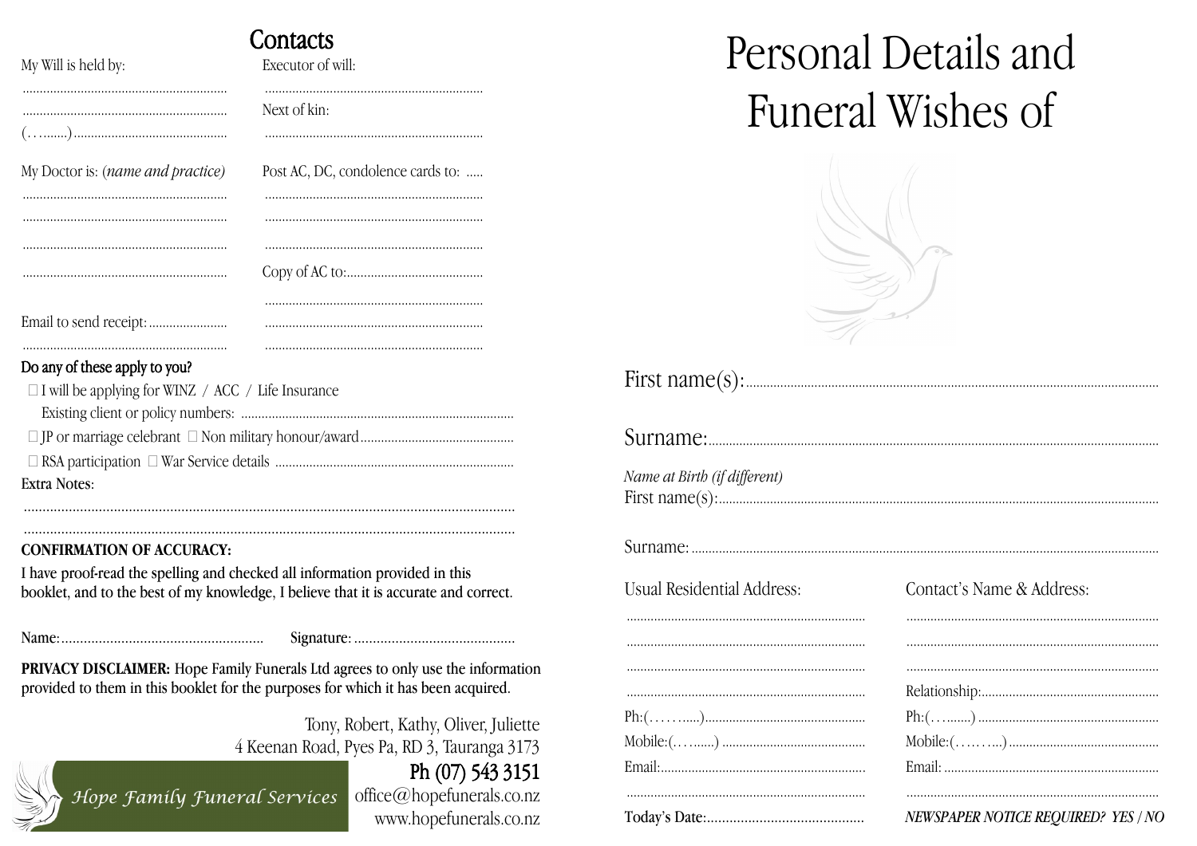## Contacts

My Will is held by: ............................................................

............................................................

(…......) ............................................

Executor of will: ............................................................

Next of kin: ............................................................

My Doctor is: *(name and practice)*

............................................................

............................................................

............................................................

............................................................

Post AC, DC, condolence cards to: .....

............................................................

............................................................

............................................................

Copy of AC to: ........................................

............................................................

............................................................

............................................................

Email to send receipt: .......................

............................................................

**Do any of these apply to you?**

- ☐ I will be applying for WINZ / ACC / Life Insurance
  Existing client or policy numbers: ................................................................................
- ☐ JP or marriage celebrant ☐ Non military honour/award ............................................
- ☐ RSA participation ☐ War Service details ......................................................................

Extra Notes:

..................................................................................................................................

..................................................................................................................................

**CONFIRMATION OF ACCURACY:**

I have proof-read the spelling and checked all information provided in this booklet, and to the best of my knowledge, I believe that it is accurate and correct.

Name: ..................................................... Signature: ...........................................

**PRIVACY DISCLAIMER:** Hope Family Funerals Ltd agrees to only use the information provided to them in this booklet for the purposes for which it has been acquired.

Tony, Robert, Kathy, Oliver, Juliette
4 Keenan Road, Pyes Pa, RD 3, Tauranga 3173
Ph (07) 543 3151
office@hopefunerals.co.nz
www.hopefunerals.co.nz

*Hope Family Funeral Services*

# Personal Details and Funeral Wishes of

First name(s): ............................................................................................................

Surname: ....................................................................................................................

*Name at Birth (if different)*

First name(s): ............................................................................................................

Surname: ....................................................................................................................

Usual Residential Address:

......................................................................

......................................................................

......................................................................

......................................................................

Ph:(……....) ...............................................

Mobile:(…….....) ..........................................

Email: ............................................................

......................................................................

Today's Date: ..........................................

Contact's Name & Address:

......................................................................

......................................................................

......................................................................

Relationship: ..................................................

Ph:(….......) ...................................................

Mobile:(……...) ..........................................

Email: ............................................................

......................................................................

*NEWSPAPER NOTICE REQUIRED? YES / NO*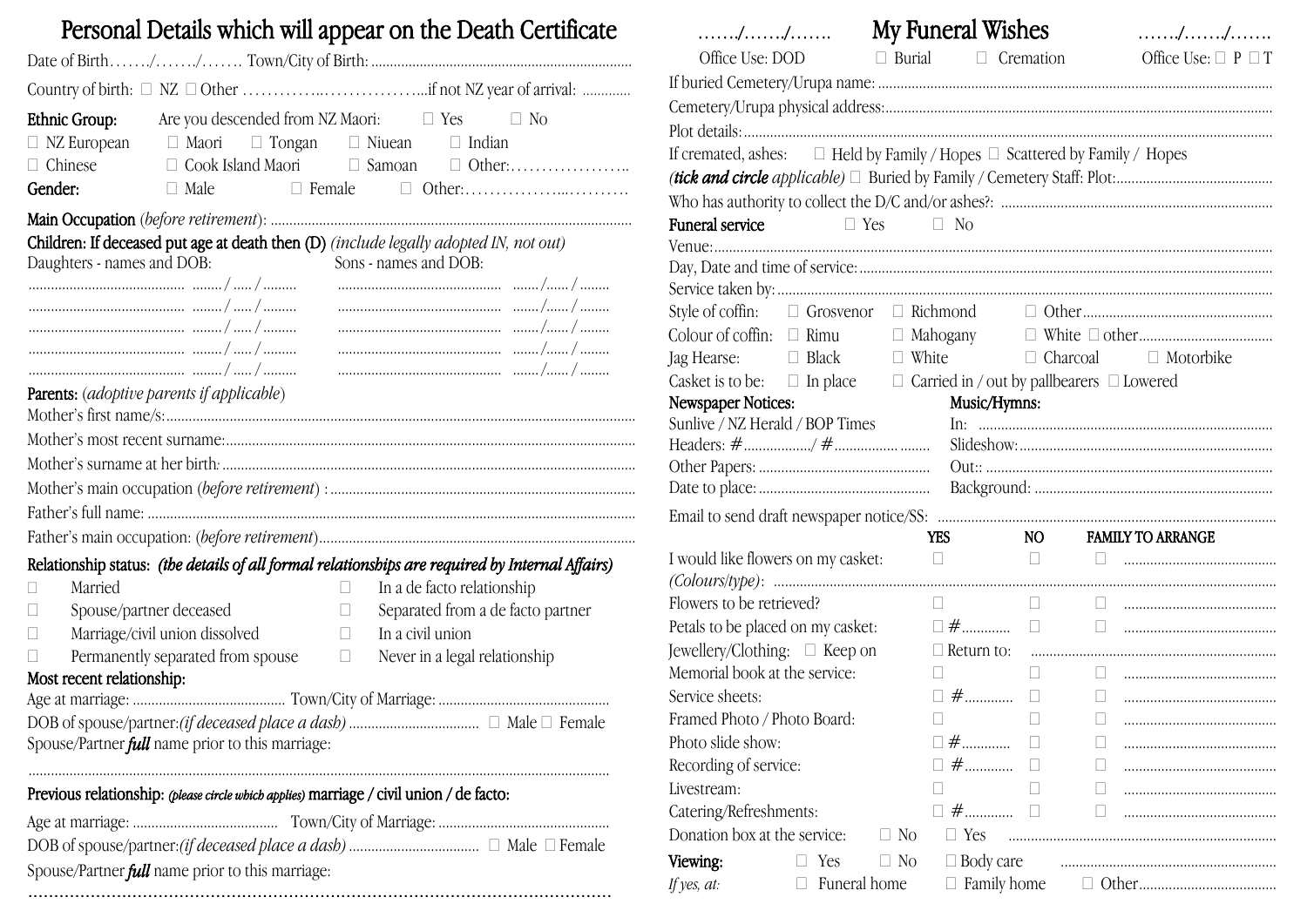# Personal Details which will appear on the Death Certificate

Date of Birth……./……./……. Town/City of Birth: ......................................................................

Country of birth: ☐ NZ ☐ Other …………..……………...if not NZ year of arrival: ............

**Ethnic Group:** Are you descended from NZ Maori: ☐ Yes ☐ No

☐ NZ European ☐ Maori ☐ Tongan ☐ Niuean ☐ Indian

☐ Chinese ☐ Cook Island Maori ☐ Samoan ☐ Other:………………..

**Gender:** ☐ Male ☐ Female ☐ Other:……………...………

**Main Occupation** (*before retirement*): ..............................................................................

**Children: If deceased put age at death then (D)** *(include legally adopted IN, not out)*

| Daughters - names and DOB: | | Sons - names and DOB: | |
|---|---|---|---|
| .......................................... | ......../...../......... | ............................................ | ......./....../........ |
| .......................................... | ......../...../......... | ............................................ | ......./....../........ |
| .......................................... | ......../...../......... | ............................................ | ......./....../........ |
| .......................................... | ......../...../......... | ............................................ | ......./....../........ |
| .......................................... | ......../...../......... | ............................................ | ......./....../........ |

**Parents:** (*adoptive parents if applicable*)

Mother's first name/s:..............................................................................................

Mother's most recent surname:.................................................................................

Mother's surname at her birth: ...............................................................................

Mother's main occupation (*before retirement*) : ......................................................

Father's full name: .................................................................................................

Father's main occupation: (*before retirement*)........................................................

**Relationship status:** ***(the details of all formal relationships are required by Internal Affairs)***

☐ Married ☐ In a de facto relationship

☐ Spouse/partner deceased ☐ Separated from a de facto partner

☐ Marriage/civil union dissolved ☐ In a civil union

☐ Permanently separated from spouse ☐ Never in a legal relationship

**Most recent relationship:**

Age at marriage: ......................................... Town/City of Marriage: .............................................

DOB of spouse/partner:*(if deceased place a dash)* .................................. ☐ Male ☐ Female

Spouse/Partner ***full*** name prior to this marriage:

..............................................................................................................................

**Previous relationship:** *(please circle which applies)* **marriage / civil union / de facto:**

Age at marriage: ....................................... Town/City of Marriage: .............................................

DOB of spouse/partner:*(if deceased place a dash)* .................................. ☐ Male ☐ Female

Spouse/Partner ***full*** name prior to this marriage:

……………………………………………………………………………………………………

# My Funeral Wishes

……./……./……. ……./……./…….

Office Use: DOD ☐ Burial ☐ Cremation Office Use: ☐ P ☐ T

If buried Cemetery/Urupa name: ..............................................................................

Cemetery/Urupa physical address:...........................................................................

Plot details:............................................................................................................

If cremated, ashes: ☐ Held by Family / Hopes ☐ Scattered by Family / Hopes

***(tick and circle** applicable)* ☐ Buried by Family / Cemetery Staff: Plot:.................................

Who has authority to collect the D/C and/or ashes?: ..............................................

**Funeral service** ☐ Yes ☐ No

Venue:....................................................................................................................

Day, Date and time of service: ...............................................................................

Service taken by: .....................................................................................................

Style of coffin: ☐ Grosvenor ☐ Richmond ☐ Other...............................................

Colour of coffin: ☐ Rimu ☐ Mahogany ☐ White ☐ other......................................

Jag Hearse: ☐ Black ☐ White ☐ Charcoal ☐ Motorbike

Casket is to be: ☐ In place ☐ Carried in / out by pallbearers ☐ Lowered

**Newspaper Notices:**

Sunlive / NZ Herald / BOP Times

Headers: #................./ #................ ........

Other Papers: ..............................................

Date to place: ..............................................

**Music/Hymns:**

In: .............................................................

Slideshow:.....................................................

Out:: ............................................................

Background: ..................................................

Email to send draft newspaper notice/SS: ................................................................

| | YES | NO | FAMILY TO ARRANGE | |
|---|---|---|---|---|
| I would like flowers on my casket: | ☐ | ☐ | ☐ | ......................................... |
| *(Colours/type)*: ................................................ | | | | |
| Flowers to be retrieved? | ☐ | ☐ | ☐ | ......................................... |
| Petals to be placed on my casket: | ☐ #............. | ☐ | ☐ | ......................................... |
| Jewellery/Clothing: ☐ Keep on | ☐ Return to: | | | ......................................... |
| Memorial book at the service: | ☐ | ☐ | ☐ | ......................................... |
| Service sheets: | ☐ #............ | ☐ | ☐ | ......................................... |
| Framed Photo / Photo Board: | ☐ | ☐ | ☐ | ......................................... |
| Photo slide show: | ☐ #............ | ☐ | ☐ | ......................................... |
| Recording of service: | ☐ #............ | ☐ | ☐ | ......................................... |
| Livestream: | ☐ | ☐ | ☐ | ......................................... |
| Catering/Refreshments: | ☐ #............ | ☐ | ☐ | ......................................... |

Donation box at the service: ☐ No ☐ Yes ........................................................

**Viewing:** ☐ Yes ☐ No ☐ Body care ...........................................................

*If yes, at:* ☐ Funeral home ☐ Family home ☐ Other.....................................